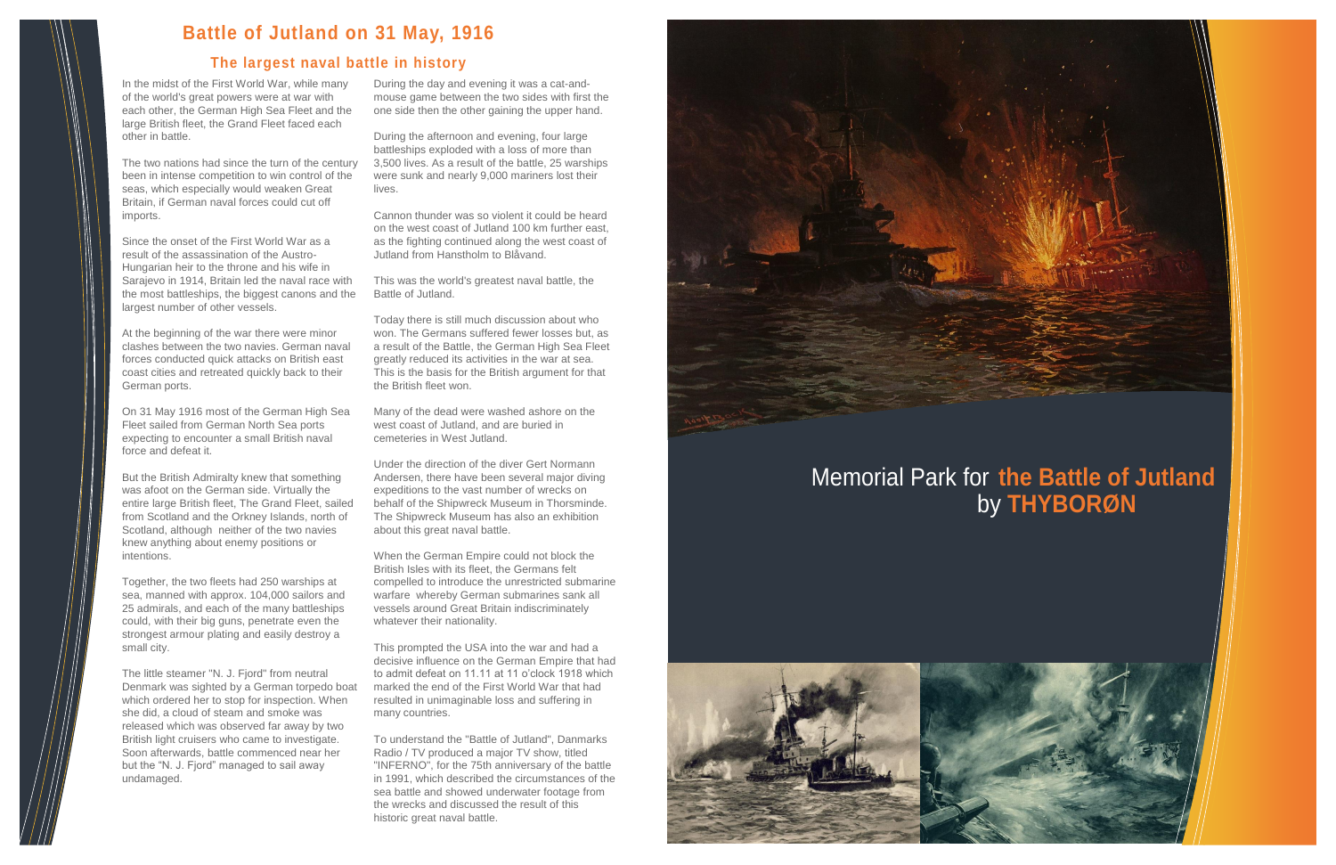# Battle of Jutland on 31 May, 1916

## The largest naval battle in history

In the midst of the First World War, while many of the world's great powers were at war with each other, the German High Sea Fleet and the large British fleet, the Grand Fleet faced each other in battle.

The two nations had since the turn of the century been in intense competition to win control of the seas, which especially would weaken Great Britain, if German naval forces could cut off imports.

Since the onset of the First World War as a result of the assassination of the Austro-Hungarian heir to the throne and his wife in Sarajevo in 1914, Britain led the naval race with the most battleships, the biggest canons and the largest number of other vessels.

At the beginning of the war there were minor clashes between the two navies. German naval forces conducted quick attacks on British east coast cities and retreated quickly back to their German ports.

On 31 May 1916 most of the German High Sea Fleet sailed from German North Sea ports expecting to encounter a small British naval force and defeat it.

But the British Admiralty knew that something was afoot on the German side. Virtually the entire large British fleet, The Grand Fleet, sailed from Scotland and the Orkney Islands, north of Scotland, although neither of the two navies knew anything about enemy positions or intentions.

Together, the two fleets had 250 warships at sea, manned with approx. 104,000 sailors and 25 admirals, and each of the many battleships could, with their big guns, penetrate even the strongest armour plating and easily destroy a small city.

The little steamer "N. J. Fjord" from neutral Denmark was sighted by a German torpedo boat which ordered her to stop for inspection. When she did, a cloud of steam and smoke was released which was observed far away by two British light cruisers who came to investigate. Soon afterwards, battle commenced near her but the "N. J. Fjord" managed to sail away undamaged.

During the day and evening it was a cat-and-mouse game between the two sides with first the one side then the other gaining the upper hand.

During the afternoon and evening, four large battleships exploded with a loss of more than 3,500 lives. As a result of the battle, 25 warships were sunk and nearly 9,000 mariners lost their lives.

Cannon thunder was so violent it could be heard on the west coast of Jutland 100 km further east, as the fighting continued along the west coast of Jutland from Hanstholm to Blåvand.

This was the world's greatest naval battle, the Battle of Jutland.

Today there is still much discussion about who won. The Germans suffered fewer losses but, as a result of the Battle, the German High Sea Fleet greatly reduced its activities in the war at sea. This is the basis for the British argument for that the British fleet won.

Many of the dead were washed ashore on the west coast of Jutland, and are buried in cemeteries in West Jutland.

Under the direction of the diver Gert Normann Andersen, there have been several major diving expeditions to the vast number of wrecks on behalf of the Shipwreck Museum in Thorsminde. The Shipwreck Museum has also an exhibition about this great naval battle.

When the German Empire could not block the British Isles with its fleet, the Germans felt compelled to introduce the unrestricted submarine warfare whereby German submarines sank all vessels around Great Britain indiscriminately whatever their nationality.

This prompted the USA into the war and had a decisive influence on the German Empire that had to admit defeat on 11.11 at 11 o'clock 1918 which marked the end of the First World War that had resulted in unimaginable loss and suffering in many countries.

To understand the "Battle of Jutland", Danmarks Radio / TV produced a major TV show, titled "INFERNO", for the 75th anniversary of the battle in 1991, which described the circumstances of the sea battle and showed underwater footage from the wrecks and discussed the result of this historic great naval battle.

# Memorial Park for **the Battle of Jutland** by **THYBORØN**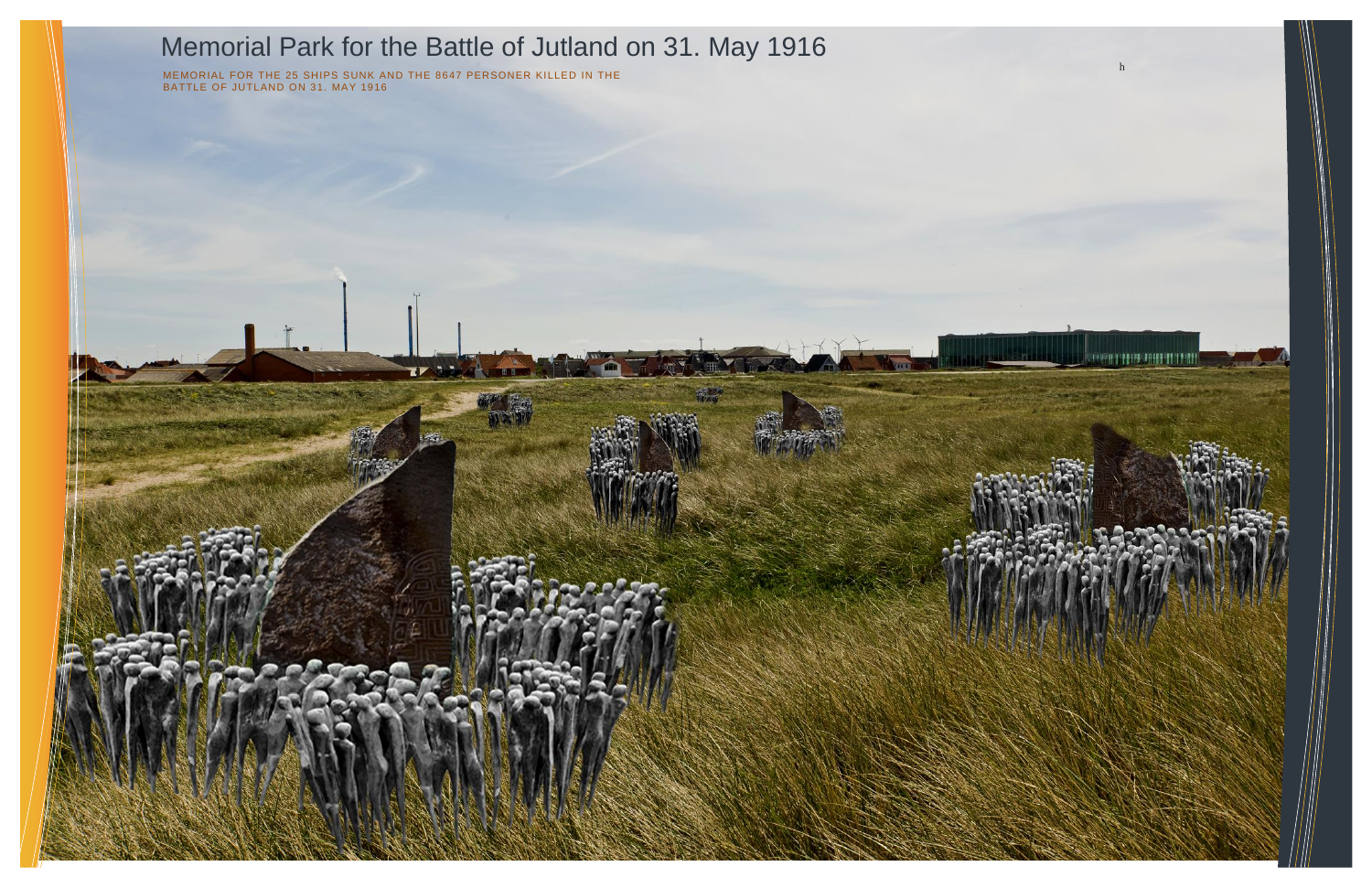# Memorial Park for the Battle of Jutland on 31. May 1916

MEMORIAL FOR THE 25 SHIPS SUNK AND THE 8647 PERSONER KILLED IN THE BATTLE OF JUTLAND ON 31. MAY 1916

h